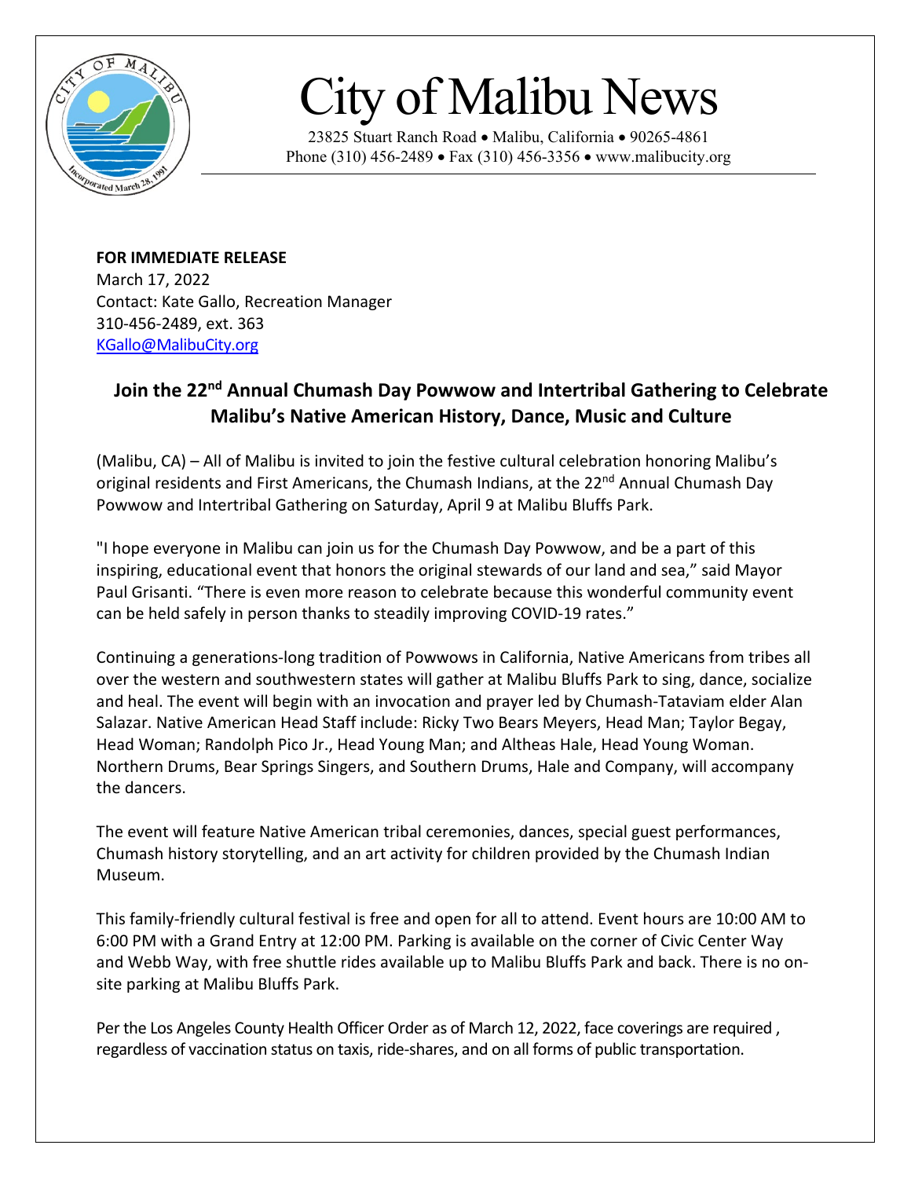# City of Malibu News

23825 Stuart Ranch Road • Malibu, California • 90265-4861
Phone (310) 456-2489 • Fax (310) 456-3356 • www.malibucity.org

**FOR IMMEDIATE RELEASE**
March 17, 2022
Contact: Kate Gallo, Recreation Manager
310-456-2489, ext. 363
KGallo@MalibuCity.org

## Join the 22nd Annual Chumash Day Powwow and Intertribal Gathering to Celebrate Malibu's Native American History, Dance, Music and Culture

(Malibu, CA) – All of Malibu is invited to join the festive cultural celebration honoring Malibu's original residents and First Americans, the Chumash Indians, at the 22nd Annual Chumash Day Powwow and Intertribal Gathering on Saturday, April 9 at Malibu Bluffs Park.

"I hope everyone in Malibu can join us for the Chumash Day Powwow, and be a part of this inspiring, educational event that honors the original stewards of our land and sea," said Mayor Paul Grisanti. "There is even more reason to celebrate because this wonderful community event can be held safely in person thanks to steadily improving COVID-19 rates."

Continuing a generations-long tradition of Powwows in California, Native Americans from tribes all over the western and southwestern states will gather at Malibu Bluffs Park to sing, dance, socialize and heal. The event will begin with an invocation and prayer led by Chumash-Tataviam elder Alan Salazar. Native American Head Staff include: Ricky Two Bears Meyers, Head Man; Taylor Begay, Head Woman; Randolph Pico Jr., Head Young Man; and Altheas Hale, Head Young Woman. Northern Drums, Bear Springs Singers, and Southern Drums, Hale and Company, will accompany the dancers.

The event will feature Native American tribal ceremonies, dances, special guest performances, Chumash history storytelling, and an art activity for children provided by the Chumash Indian Museum.

This family-friendly cultural festival is free and open for all to attend. Event hours are 10:00 AM to 6:00 PM with a Grand Entry at 12:00 PM. Parking is available on the corner of Civic Center Way and Webb Way, with free shuttle rides available up to Malibu Bluffs Park and back. There is no on-site parking at Malibu Bluffs Park.

Per the Los Angeles County Health Officer Order as of March 12, 2022, face coverings are required , regardless of vaccination status on taxis, ride-shares, and on all forms of public transportation.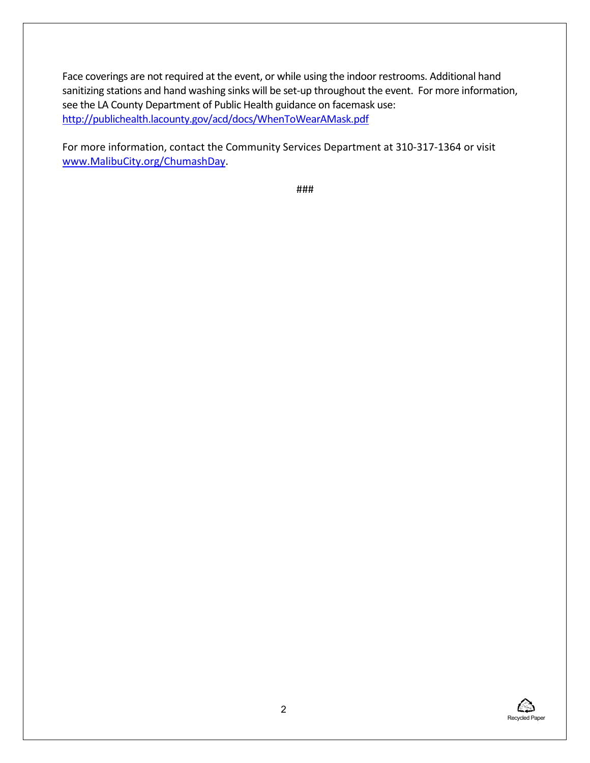Face coverings are not required at the event, or while using the indoor restrooms. Additional hand sanitizing stations and hand washing sinks will be set-up throughout the event. For more information, see the LA County Department of Public Health guidance on facemask use: [http://publichealth.lacounty.gov/acd/docs/WhenToWearAMask.pdf](http://publichealth.lacounty.gov/acd/docs/WhenToWearAMask.pdf)

For more information, contact the Community Services Department at 310-317-1364 or visit [www.MalibuCity.org/ChumashDay](http://www.MalibuCity.org/ChumashDay).

###

Recycled Paper